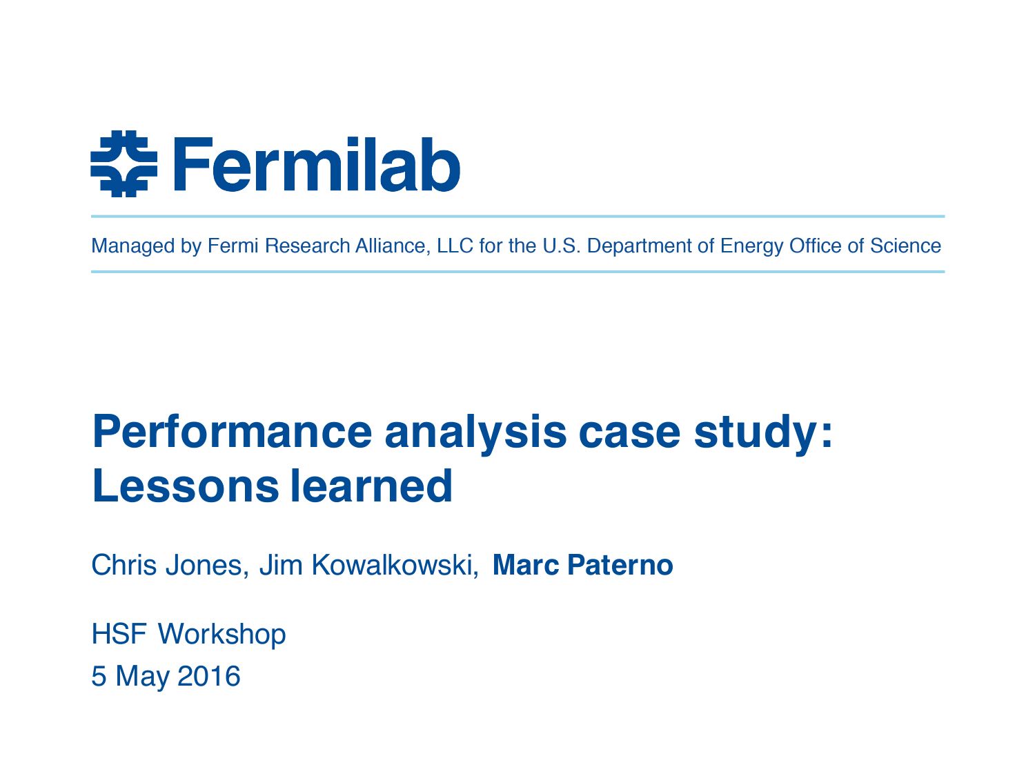Fermilab

Managed by Fermi Research Alliance, LLC for the U.S. Department of Energy Office of Science

# Performance analysis case study: Lessons learned

Chris Jones, Jim Kowalkowski, **Marc Paterno**

HSF Workshop

5 May 2016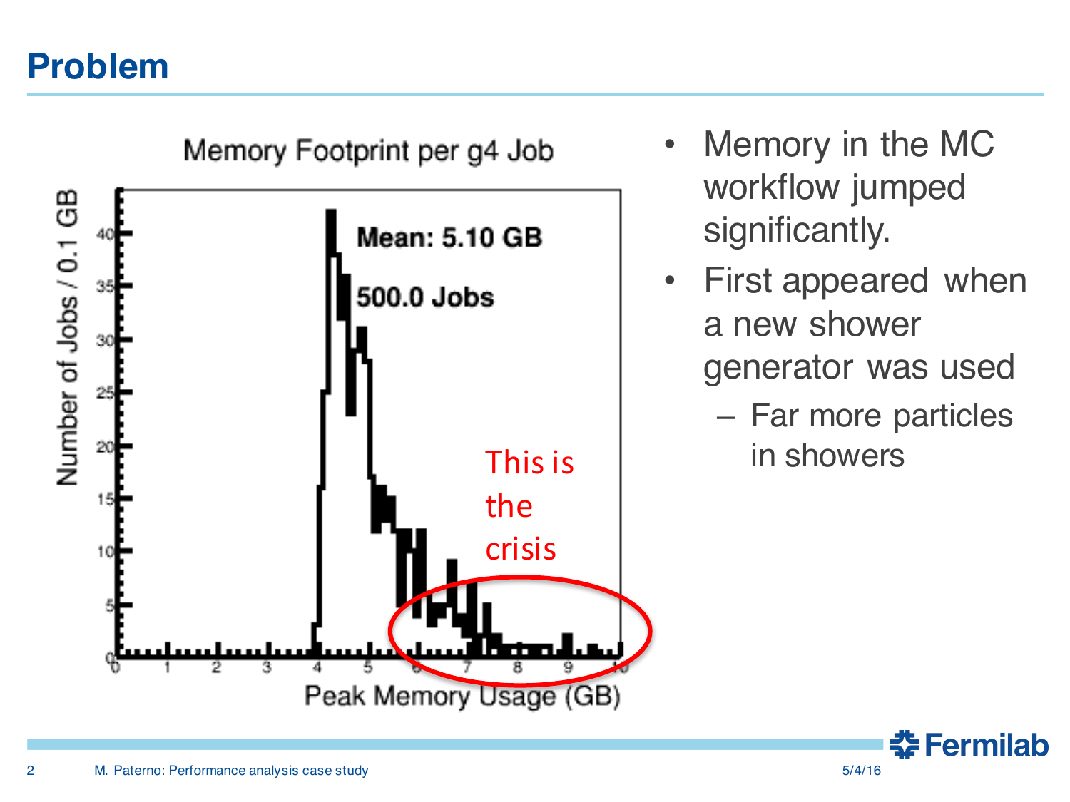# Problem

Memory Footprint per g4 Job

Mean: 5.10 GB

500.0 Jobs

This is the crisis

Number of Jobs / 0.1 GB

Peak Memory Usage (GB)

- Memory in the MC workflow jumped significantly.
- First appeared when a new shower generator was used
  - Far more particles in showers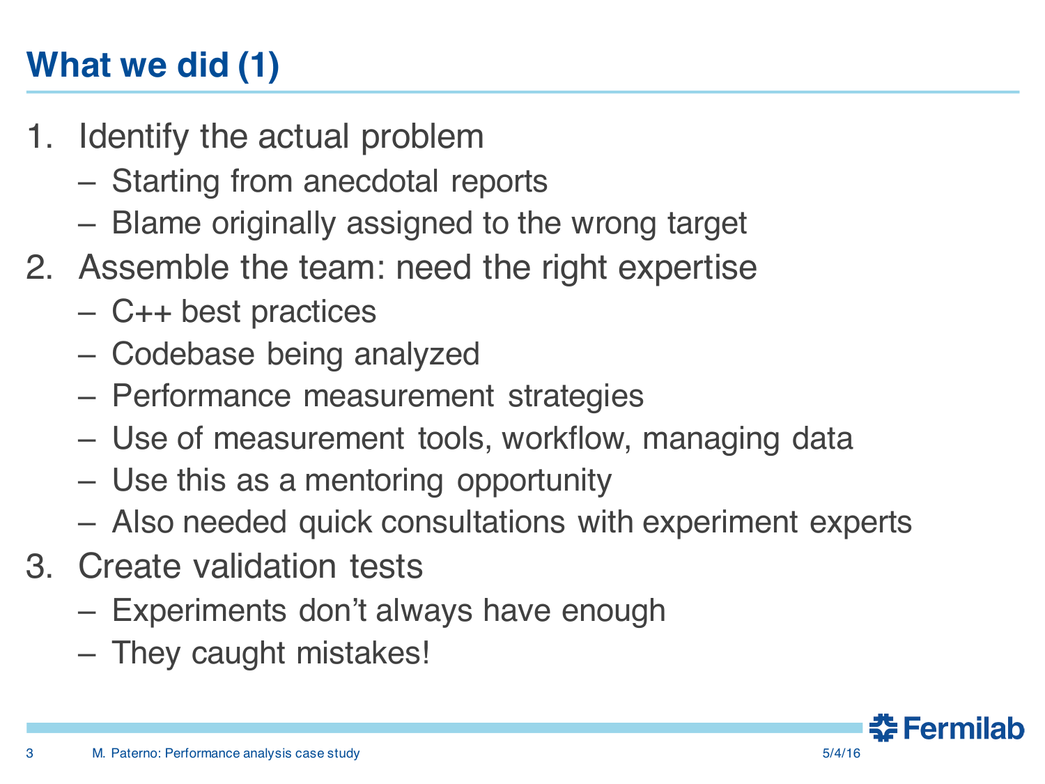# What we did (1)

1. Identify the actual problem
   - Starting from anecdotal reports
   - Blame originally assigned to the wrong target
2. Assemble the team: need the right expertise
   - C++ best practices
   - Codebase being analyzed
   - Performance measurement strategies
   - Use of measurement tools, workflow, managing data
   - Use this as a mentoring opportunity
   - Also needed quick consultations with experiment experts
3. Create validation tests
   - Experiments don't always have enough
   - They caught mistakes!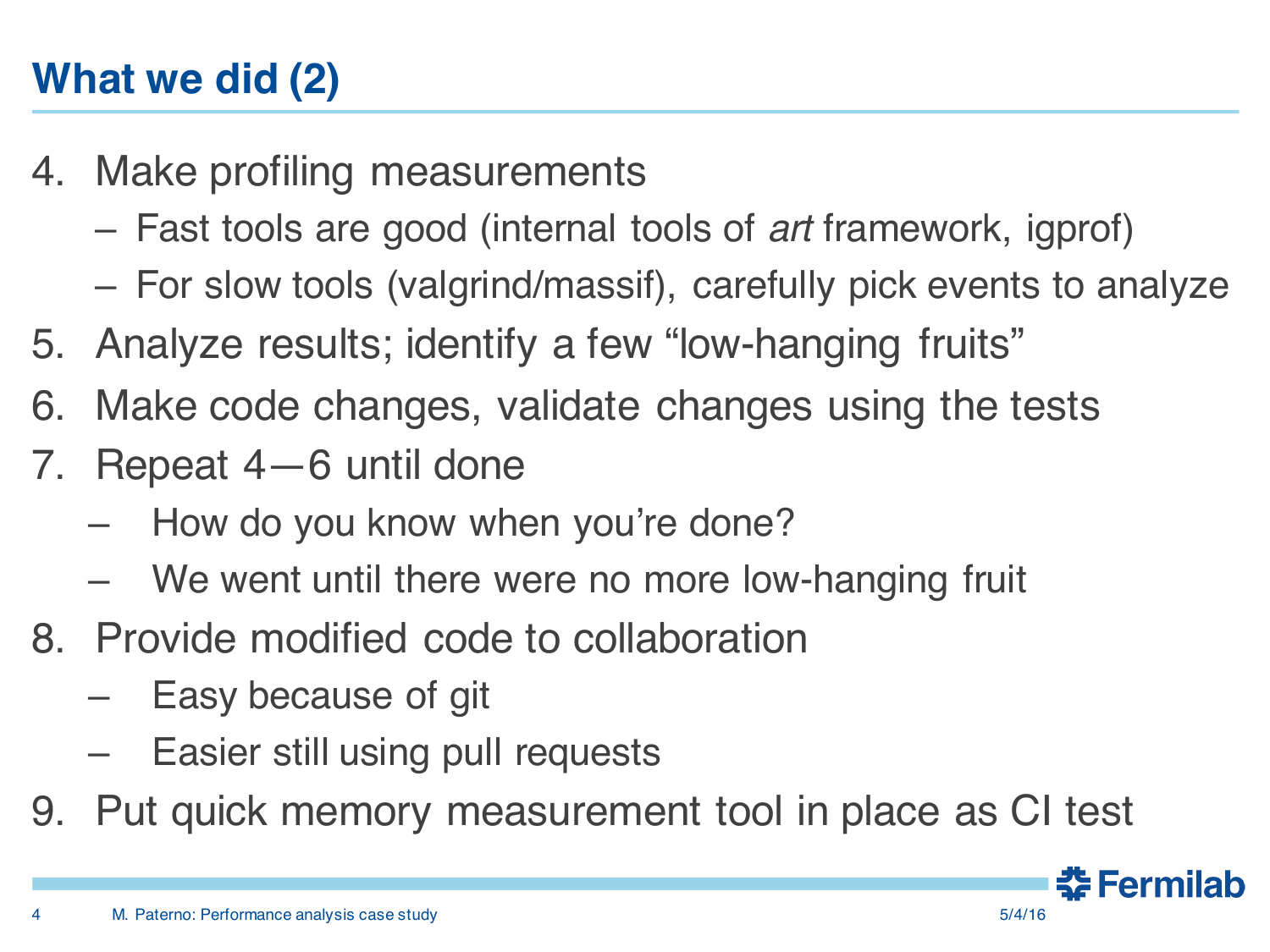# What we did (2)

4. Make profiling measurements
   - Fast tools are good (internal tools of *art* framework, igprof)
   - For slow tools (valgrind/massif), carefully pick events to analyze
5. Analyze results; identify a few "low-hanging fruits"
6. Make code changes, validate changes using the tests
7. Repeat 4—6 until done
   - How do you know when you're done?
   - We went until there were no more low-hanging fruit
8. Provide modified code to collaboration
   - Easy because of git
   - Easier still using pull requests
9. Put quick memory measurement tool in place as CI test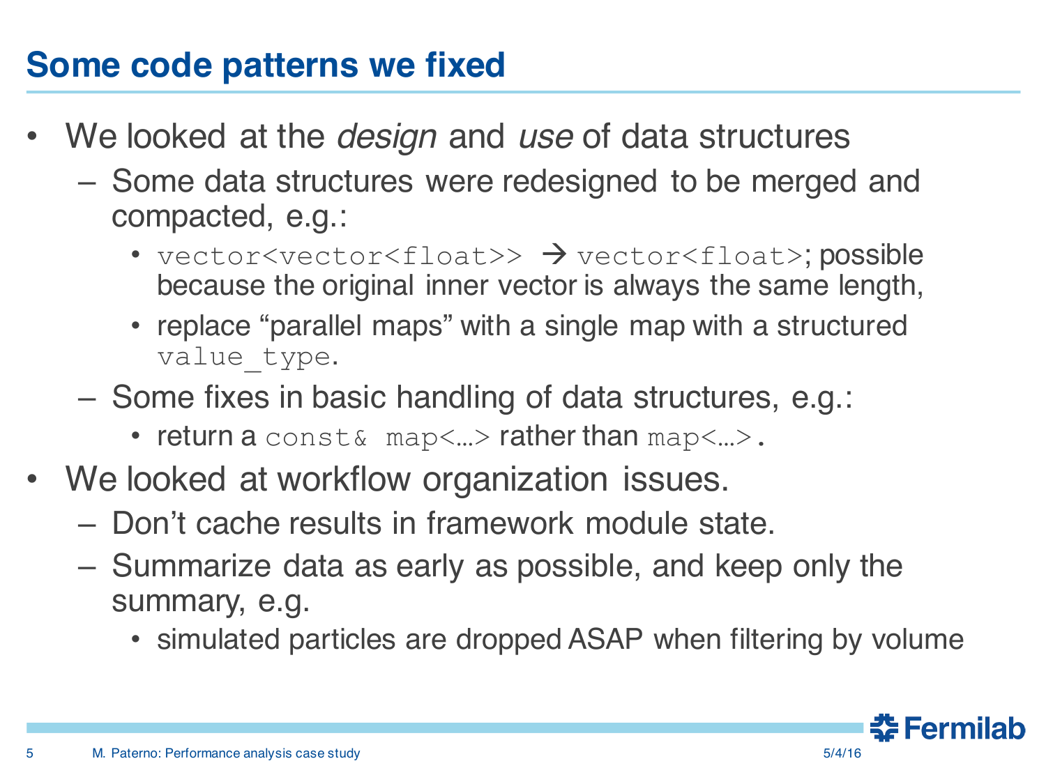# Some code patterns we fixed

- We looked at the *design* and *use* of data structures
  - Some data structures were redesigned to be merged and compacted, e.g.:
    - `vector<vector<float>>` → `vector<float>`; possible because the original inner vector is always the same length,
    - replace "parallel maps" with a single map with a structured `value_type`.
  - Some fixes in basic handling of data structures, e.g.:
    - return a `const& map<…>` rather than `map<…>`.
- We looked at workflow organization issues.
  - Don't cache results in framework module state.
  - Summarize data as early as possible, and keep only the summary, e.g.
    - simulated particles are dropped ASAP when filtering by volume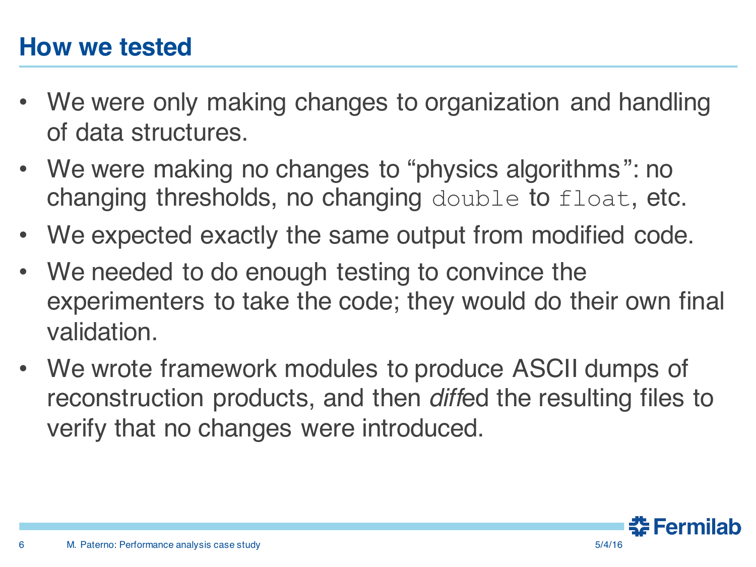# How we tested

- We were only making changes to organization and handling of data structures.
- We were making no changes to "physics algorithms": no changing thresholds, no changing `double` to `float`, etc.
- We expected exactly the same output from modified code.
- We needed to do enough testing to convince the experimenters to take the code; they would do their own final validation.
- We wrote framework modules to produce ASCII dumps of reconstruction products, and then *diff*ed the resulting files to verify that no changes were introduced.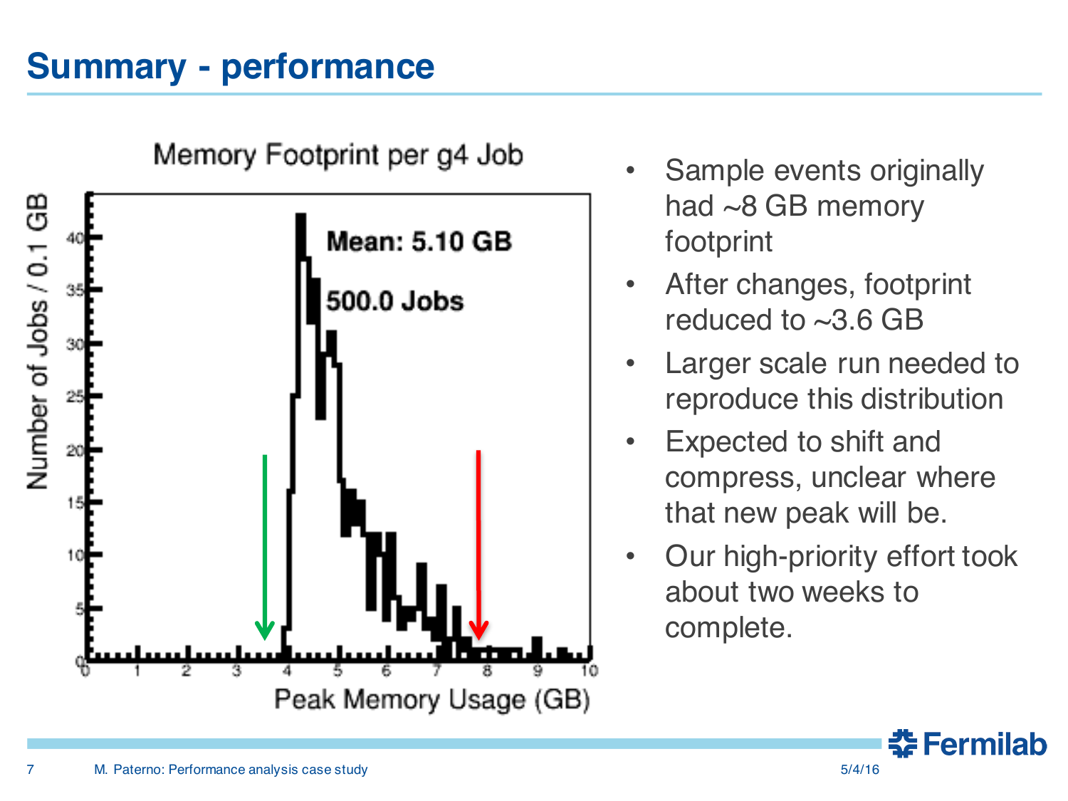# Summary - performance

- Sample events originally had ~8 GB memory footprint
- After changes, footprint reduced to ~3.6 GB
- Larger scale run needed to reproduce this distribution
- Expected to shift and compress, unclear where that new peak will be.
- Our high-priority effort took about two weeks to complete.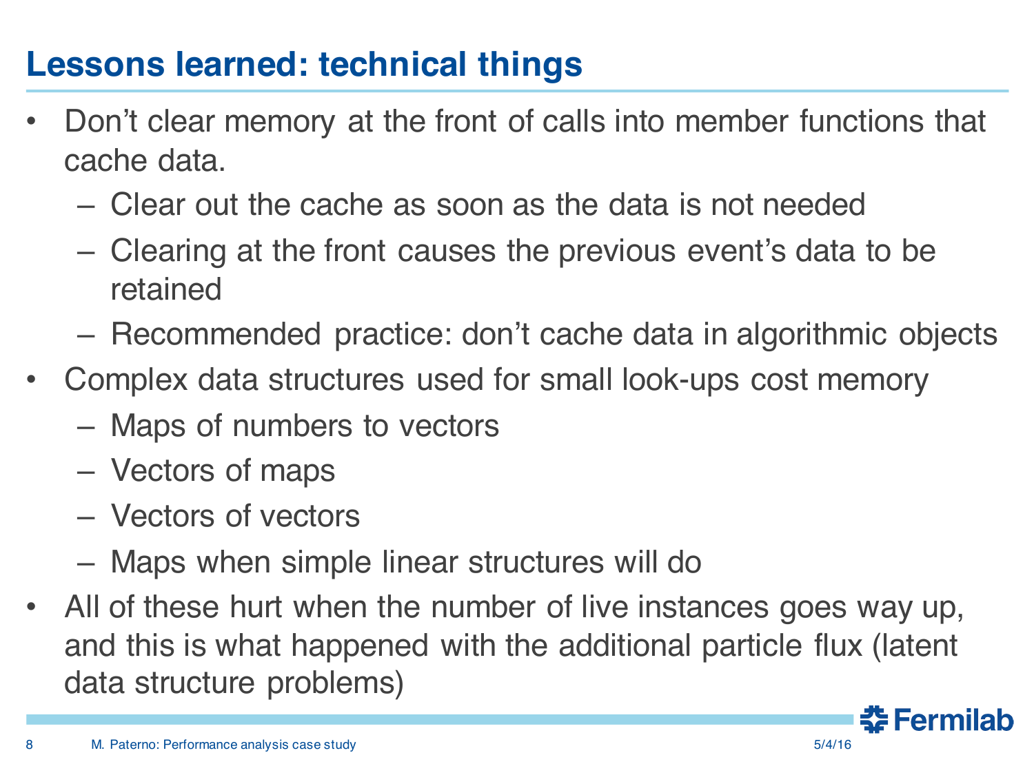# Lessons learned: technical things

- Don't clear memory at the front of calls into member functions that cache data.
  - Clear out the cache as soon as the data is not needed
  - Clearing at the front causes the previous event's data to be retained
  - Recommended practice: don't cache data in algorithmic objects
- Complex data structures used for small look-ups cost memory
  - Maps of numbers to vectors
  - Vectors of maps
  - Vectors of vectors
  - Maps when simple linear structures will do
- All of these hurt when the number of live instances goes way up, and this is what happened with the additional particle flux (latent data structure problems)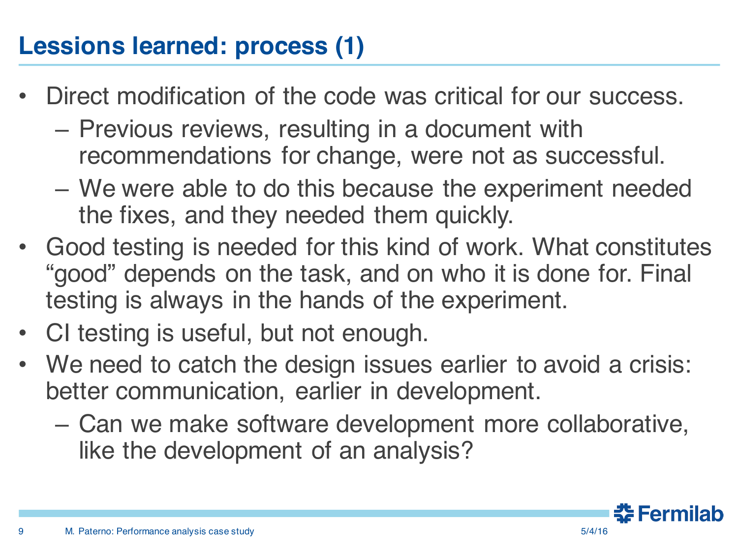# Lessions learned: process (1)

- Direct modification of the code was critical for our success.
  - Previous reviews, resulting in a document with recommendations for change, were not as successful.
  - We were able to do this because the experiment needed the fixes, and they needed them quickly.
- Good testing is needed for this kind of work. What constitutes “good” depends on the task, and on who it is done for. Final testing is always in the hands of the experiment.
- CI testing is useful, but not enough.
- We need to catch the design issues earlier to avoid a crisis: better communication, earlier in development.
  - Can we make software development more collaborative, like the development of an analysis?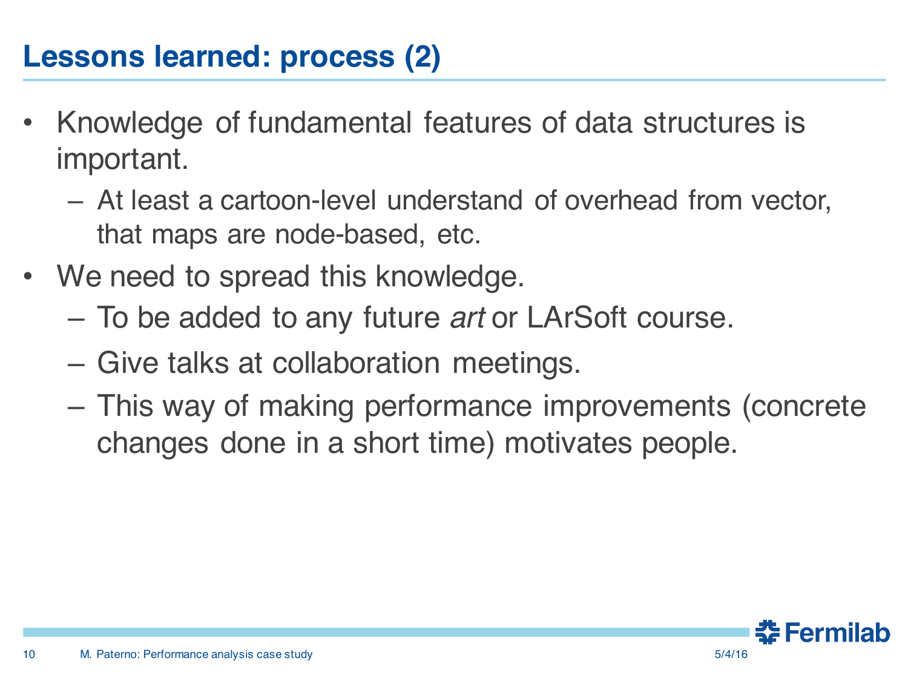# Lessons learned: process (2)

- Knowledge of fundamental features of data structures is important.
  - At least a cartoon-level understand of overhead from vector, that maps are node-based, etc.
- We need to spread this knowledge.
  - To be added to any future *art* or LArSoft course.
  - Give talks at collaboration meetings.
  - This way of making performance improvements (concrete changes done in a short time) motivates people.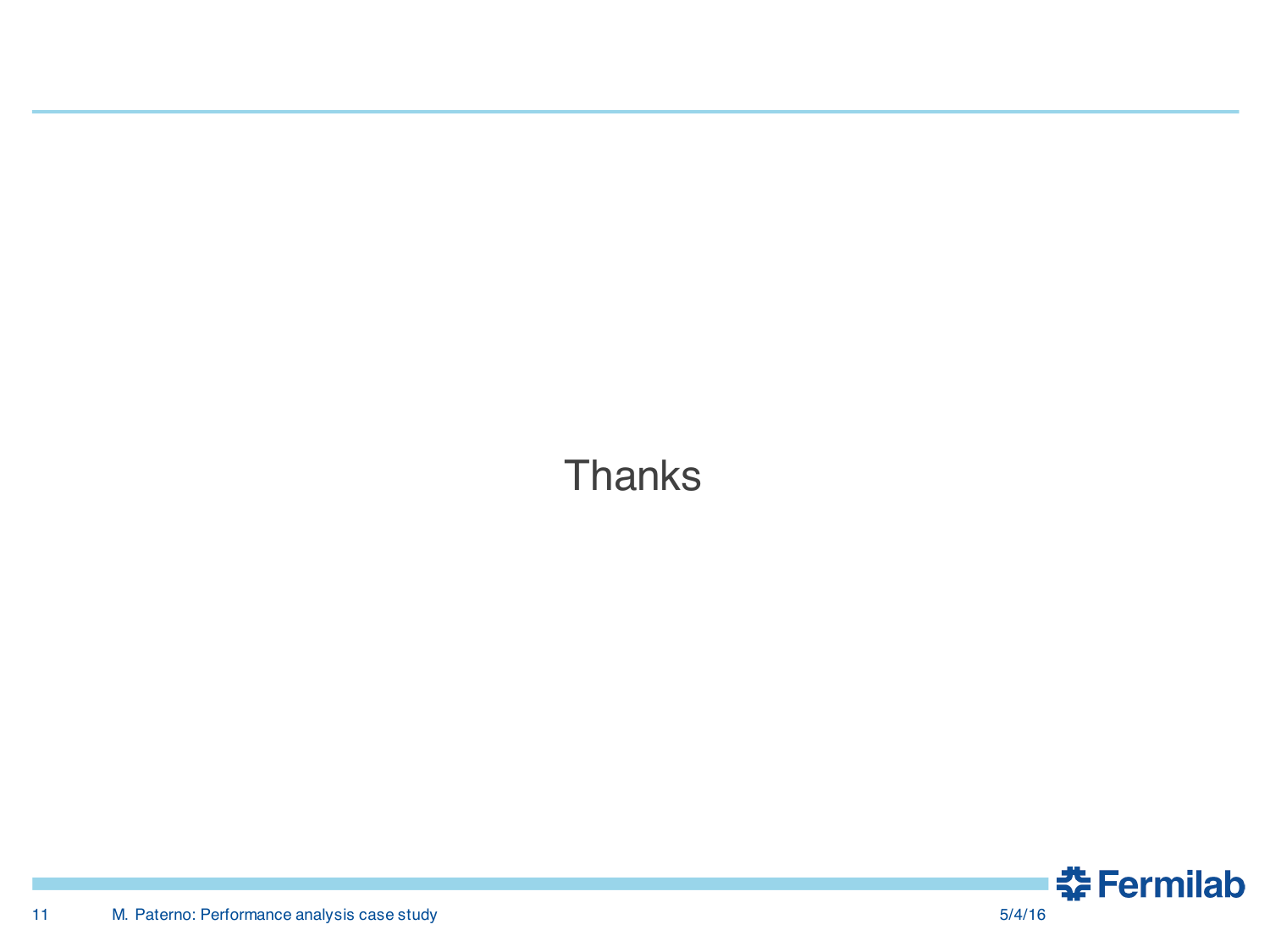Thanks